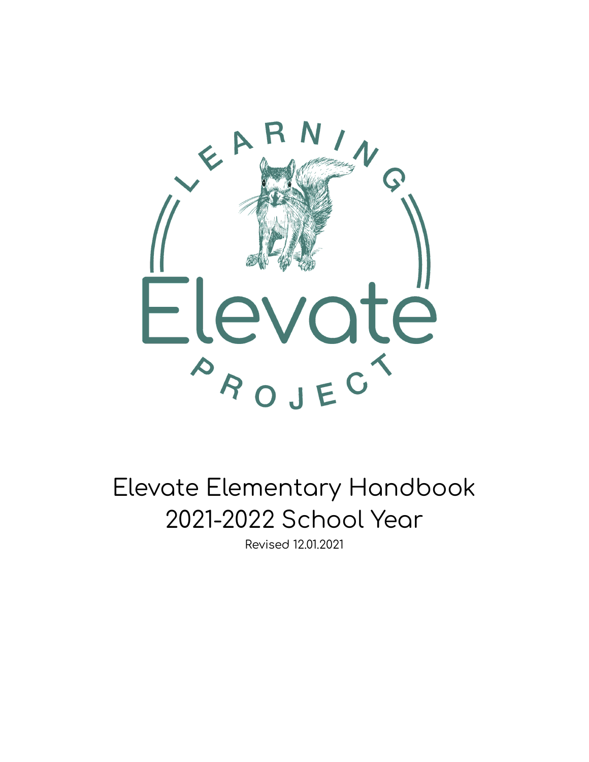LEARNING

Elevate

PROJECT

# Elevate Elementary Handbook
# 2021-2022 School Year

Revised 12.01.2021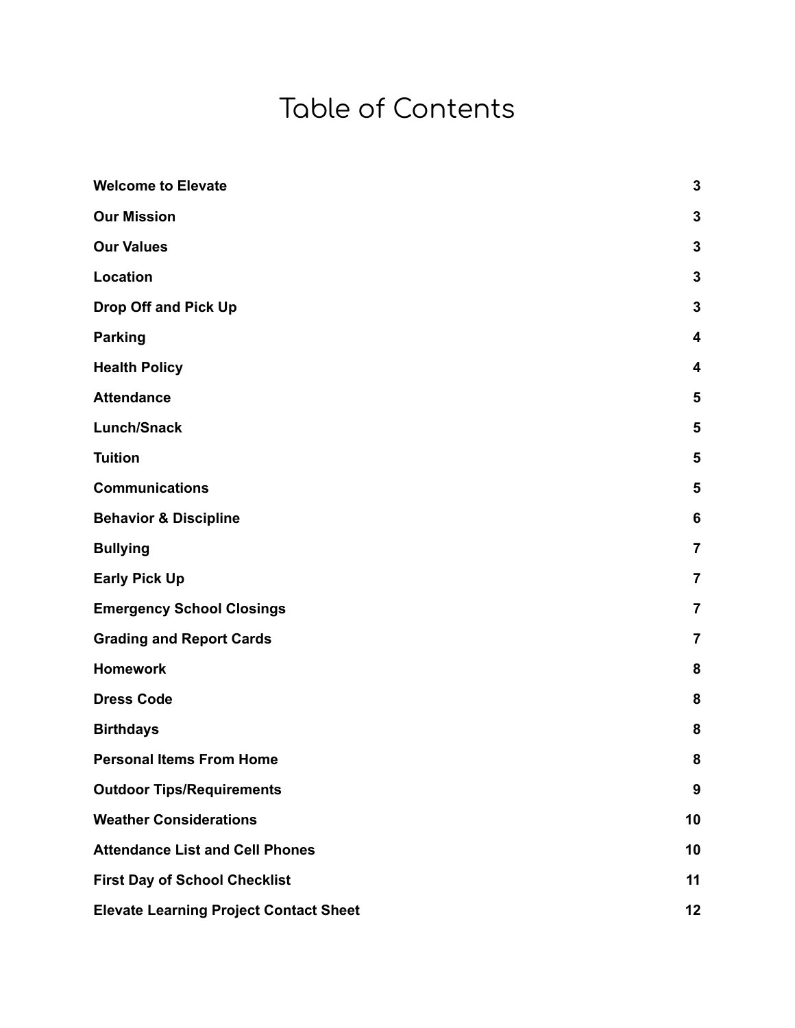# Table of Contents

| | |
|---|---|
| **Welcome to Elevate** | **3** |
| **Our Mission** | **3** |
| **Our Values** | **3** |
| **Location** | **3** |
| **Drop Off and Pick Up** | **3** |
| **Parking** | **4** |
| **Health Policy** | **4** |
| **Attendance** | **5** |
| **Lunch/Snack** | **5** |
| **Tuition** | **5** |
| **Communications** | **5** |
| **Behavior & Discipline** | **6** |
| **Bullying** | **7** |
| **Early Pick Up** | **7** |
| **Emergency School Closings** | **7** |
| **Grading and Report Cards** | **7** |
| **Homework** | **8** |
| **Dress Code** | **8** |
| **Birthdays** | **8** |
| **Personal Items From Home** | **8** |
| **Outdoor Tips/Requirements** | **9** |
| **Weather Considerations** | **10** |
| **Attendance List and Cell Phones** | **10** |
| **First Day of School Checklist** | **11** |
| **Elevate Learning Project Contact Sheet** | **12** |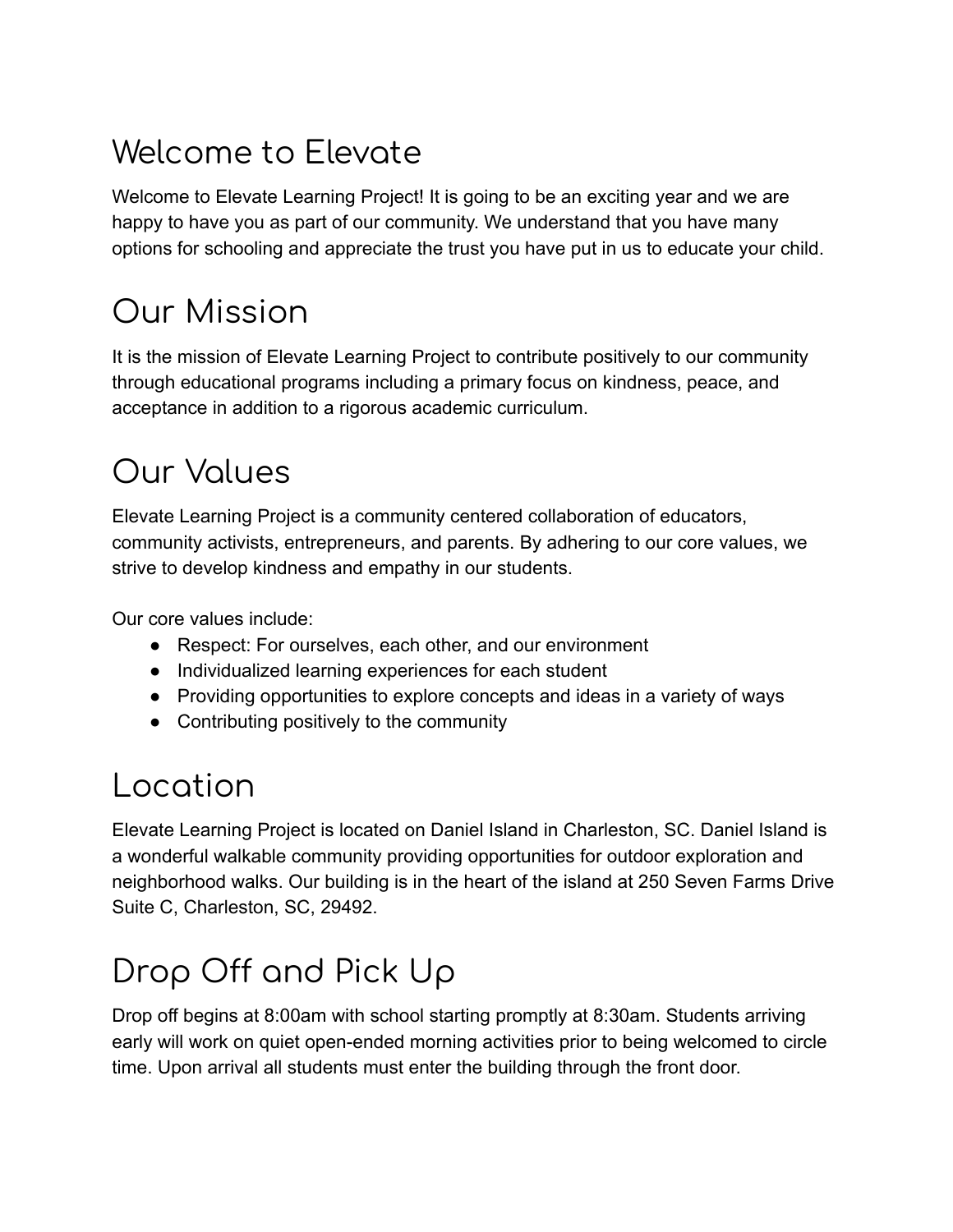# Welcome to Elevate

Welcome to Elevate Learning Project! It is going to be an exciting year and we are happy to have you as part of our community. We understand that you have many options for schooling and appreciate the trust you have put in us to educate your child.

# Our Mission

It is the mission of Elevate Learning Project to contribute positively to our community through educational programs including a primary focus on kindness, peace, and acceptance in addition to a rigorous academic curriculum.

# Our Values

Elevate Learning Project is a community centered collaboration of educators, community activists, entrepreneurs, and parents. By adhering to our core values, we strive to develop kindness and empathy in our students.

Our core values include:

- Respect: For ourselves, each other, and our environment
- Individualized learning experiences for each student
- Providing opportunities to explore concepts and ideas in a variety of ways
- Contributing positively to the community

# Location

Elevate Learning Project is located on Daniel Island in Charleston, SC. Daniel Island is a wonderful walkable community providing opportunities for outdoor exploration and neighborhood walks. Our building is in the heart of the island at 250 Seven Farms Drive Suite C, Charleston, SC, 29492.

# Drop Off and Pick Up

Drop off begins at 8:00am with school starting promptly at 8:30am. Students arriving early will work on quiet open-ended morning activities prior to being welcomed to circle time. Upon arrival all students must enter the building through the front door.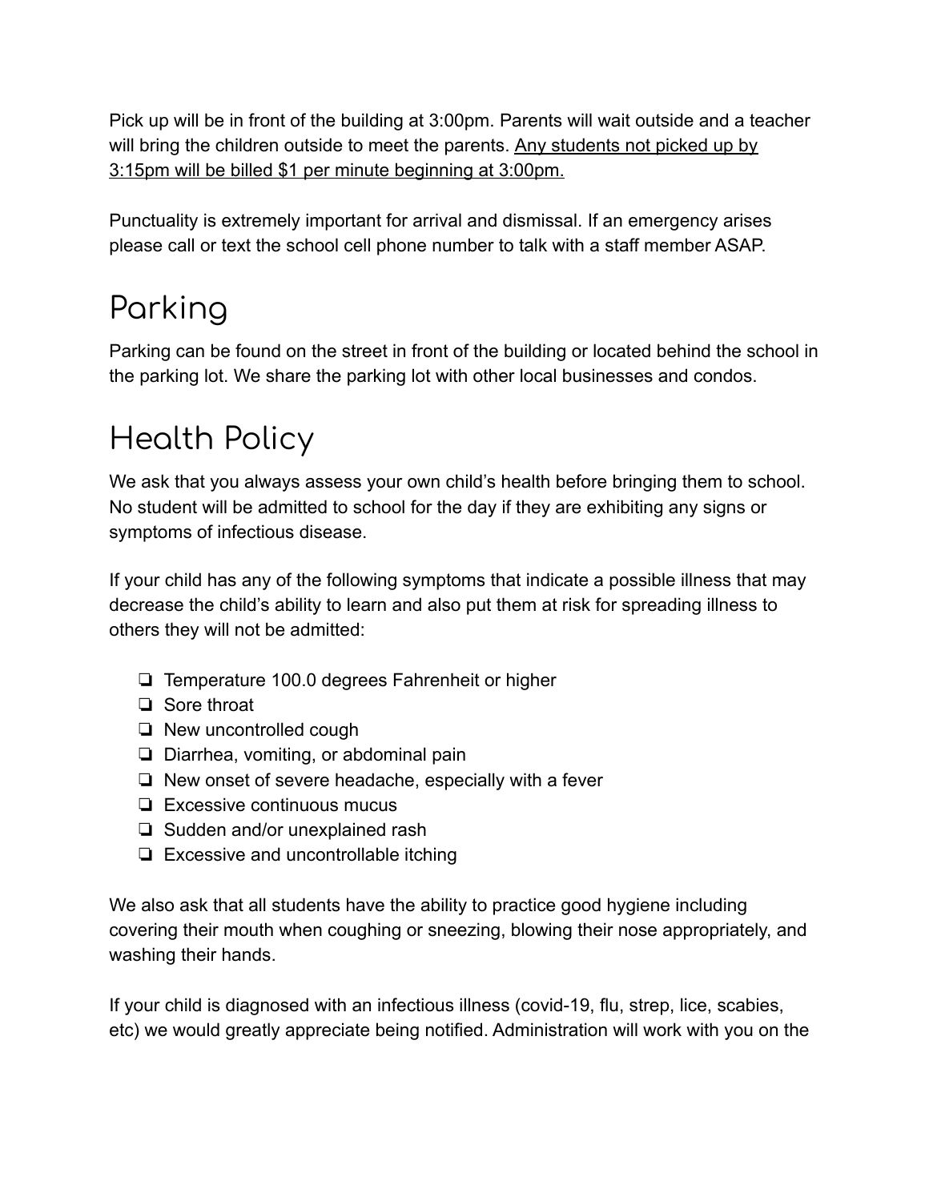Pick up will be in front of the building at 3:00pm. Parents will wait outside and a teacher will bring the children outside to meet the parents. <u>Any students not picked up by 3:15pm will be billed $1 per minute beginning at 3:00pm.</u>

Punctuality is extremely important for arrival and dismissal. If an emergency arises please call or text the school cell phone number to talk with a staff member ASAP.

# Parking

Parking can be found on the street in front of the building or located behind the school in the parking lot. We share the parking lot with other local businesses and condos.

# Health Policy

We ask that you always assess your own child's health before bringing them to school. No student will be admitted to school for the day if they are exhibiting any signs or symptoms of infectious disease.

If your child has any of the following symptoms that indicate a possible illness that may decrease the child's ability to learn and also put them at risk for spreading illness to others they will not be admitted:

- ❏ Temperature 100.0 degrees Fahrenheit or higher
- ❏ Sore throat
- ❏ New uncontrolled cough
- ❏ Diarrhea, vomiting, or abdominal pain
- ❏ New onset of severe headache, especially with a fever
- ❏ Excessive continuous mucus
- ❏ Sudden and/or unexplained rash
- ❏ Excessive and uncontrollable itching

We also ask that all students have the ability to practice good hygiene including covering their mouth when coughing or sneezing, blowing their nose appropriately, and washing their hands.

If your child is diagnosed with an infectious illness (covid-19, flu, strep, lice, scabies, etc) we would greatly appreciate being notified. Administration will work with you on the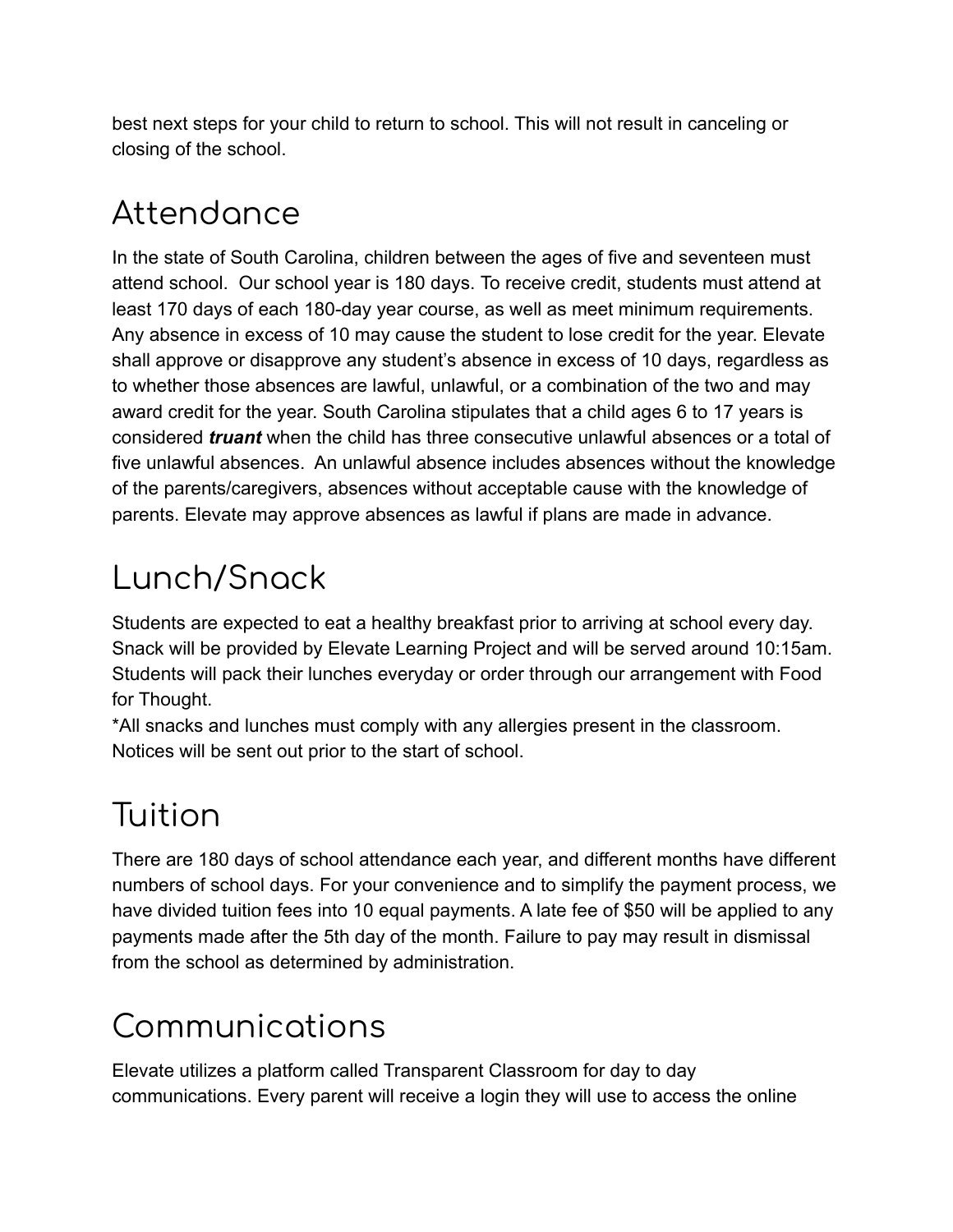best next steps for your child to return to school. This will not result in canceling or closing of the school.

# Attendance

In the state of South Carolina, children between the ages of five and seventeen must attend school.  Our school year is 180 days. To receive credit, students must attend at least 170 days of each 180-day year course, as well as meet minimum requirements. Any absence in excess of 10 may cause the student to lose credit for the year. Elevate shall approve or disapprove any student's absence in excess of 10 days, regardless as to whether those absences are lawful, unlawful, or a combination of the two and may award credit for the year. South Carolina stipulates that a child ages 6 to 17 years is considered ***truant*** when the child has three consecutive unlawful absences or a total of five unlawful absences.  An unlawful absence includes absences without the knowledge of the parents/caregivers, absences without acceptable cause with the knowledge of parents. Elevate may approve absences as lawful if plans are made in advance.

# Lunch/Snack

Students are expected to eat a healthy breakfast prior to arriving at school every day. Snack will be provided by Elevate Learning Project and will be served around 10:15am. Students will pack their lunches everyday or order through our arrangement with Food for Thought.

*All snacks and lunches must comply with any allergies present in the classroom. Notices will be sent out prior to the start of school.

# Tuition

There are 180 days of school attendance each year, and different months have different numbers of school days. For your convenience and to simplify the payment process, we have divided tuition fees into 10 equal payments. A late fee of $50 will be applied to any payments made after the 5th day of the month. Failure to pay may result in dismissal from the school as determined by administration.

# Communications

Elevate utilizes a platform called Transparent Classroom for day to day communications. Every parent will receive a login they will use to access the online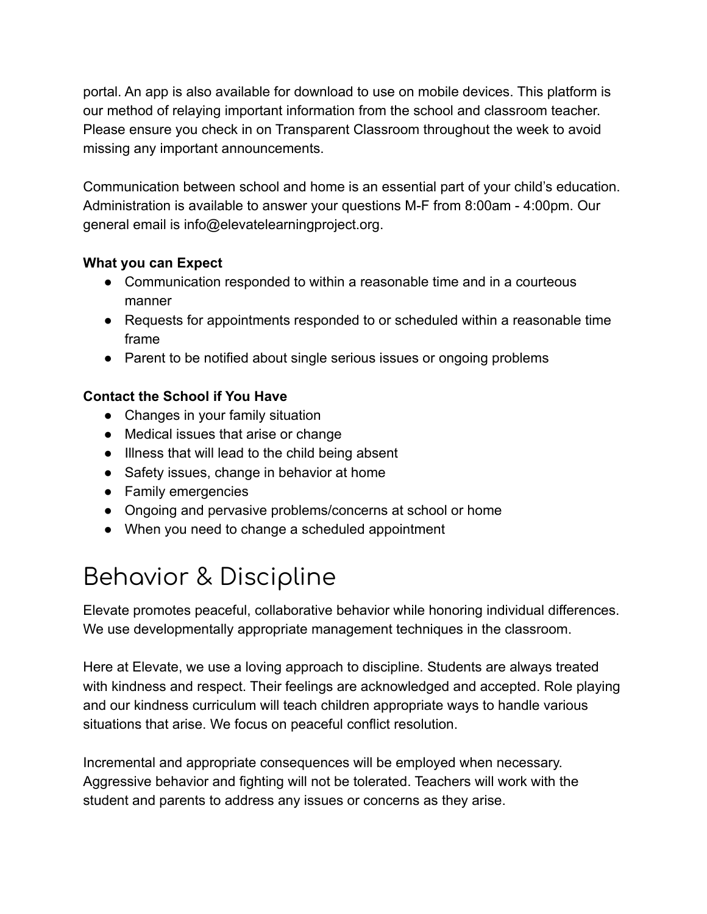portal. An app is also available for download to use on mobile devices. This platform is our method of relaying important information from the school and classroom teacher. Please ensure you check in on Transparent Classroom throughout the week to avoid missing any important announcements.

Communication between school and home is an essential part of your child's education. Administration is available to answer your questions M-F from 8:00am - 4:00pm. Our general email is info@elevatelearningproject.org.

**What you can Expect**

- Communication responded to within a reasonable time and in a courteous manner
- Requests for appointments responded to or scheduled within a reasonable time frame
- Parent to be notified about single serious issues or ongoing problems

**Contact the School if You Have**

- Changes in your family situation
- Medical issues that arise or change
- Illness that will lead to the child being absent
- Safety issues, change in behavior at home
- Family emergencies
- Ongoing and pervasive problems/concerns at school or home
- When you need to change a scheduled appointment

# Behavior & Discipline

Elevate promotes peaceful, collaborative behavior while honoring individual differences. We use developmentally appropriate management techniques in the classroom.

Here at Elevate, we use a loving approach to discipline. Students are always treated with kindness and respect. Their feelings are acknowledged and accepted. Role playing and our kindness curriculum will teach children appropriate ways to handle various situations that arise. We focus on peaceful conflict resolution.

Incremental and appropriate consequences will be employed when necessary. Aggressive behavior and fighting will not be tolerated. Teachers will work with the student and parents to address any issues or concerns as they arise.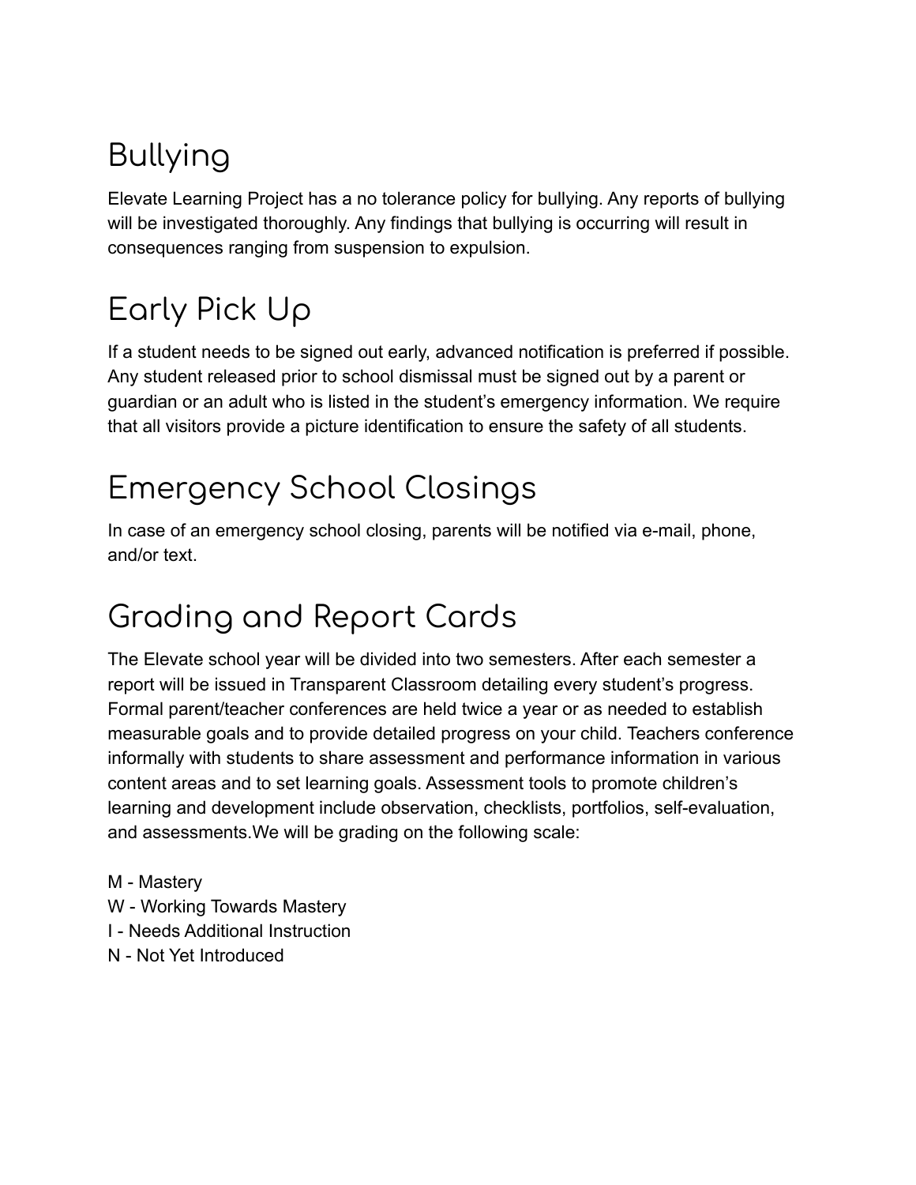# Bullying

Elevate Learning Project has a no tolerance policy for bullying. Any reports of bullying will be investigated thoroughly. Any findings that bullying is occurring will result in consequences ranging from suspension to expulsion.

# Early Pick Up

If a student needs to be signed out early, advanced notification is preferred if possible. Any student released prior to school dismissal must be signed out by a parent or guardian or an adult who is listed in the student's emergency information. We require that all visitors provide a picture identification to ensure the safety of all students.

# Emergency School Closings

In case of an emergency school closing, parents will be notified via e-mail, phone, and/or text.

# Grading and Report Cards

The Elevate school year will be divided into two semesters. After each semester a report will be issued in Transparent Classroom detailing every student's progress. Formal parent/teacher conferences are held twice a year or as needed to establish measurable goals and to provide detailed progress on your child. Teachers conference informally with students to share assessment and performance information in various content areas and to set learning goals. Assessment tools to promote children's learning and development include observation, checklists, portfolios, self-evaluation, and assessments.We will be grading on the following scale:

M - Mastery
W - Working Towards Mastery
I - Needs Additional Instruction
N - Not Yet Introduced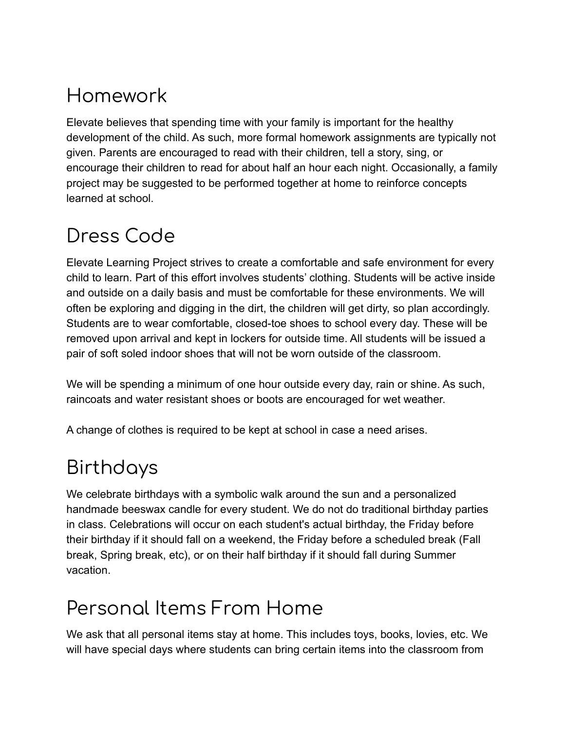## Homework

Elevate believes that spending time with your family is important for the healthy development of the child. As such, more formal homework assignments are typically not given. Parents are encouraged to read with their children, tell a story, sing, or encourage their children to read for about half an hour each night. Occasionally, a family project may be suggested to be performed together at home to reinforce concepts learned at school.

## Dress Code

Elevate Learning Project strives to create a comfortable and safe environment for every child to learn. Part of this effort involves students' clothing. Students will be active inside and outside on a daily basis and must be comfortable for these environments. We will often be exploring and digging in the dirt, the children will get dirty, so plan accordingly. Students are to wear comfortable, closed-toe shoes to school every day. These will be removed upon arrival and kept in lockers for outside time. All students will be issued a pair of soft soled indoor shoes that will not be worn outside of the classroom.

We will be spending a minimum of one hour outside every day, rain or shine. As such, raincoats and water resistant shoes or boots are encouraged for wet weather.

A change of clothes is required to be kept at school in case a need arises.

## Birthdays

We celebrate birthdays with a symbolic walk around the sun and a personalized handmade beeswax candle for every student. We do not do traditional birthday parties in class. Celebrations will occur on each student's actual birthday, the Friday before their birthday if it should fall on a weekend, the Friday before a scheduled break (Fall break, Spring break, etc), or on their half birthday if it should fall during Summer vacation.

## Personal Items From Home

We ask that all personal items stay at home. This includes toys, books, lovies, etc. We will have special days where students can bring certain items into the classroom from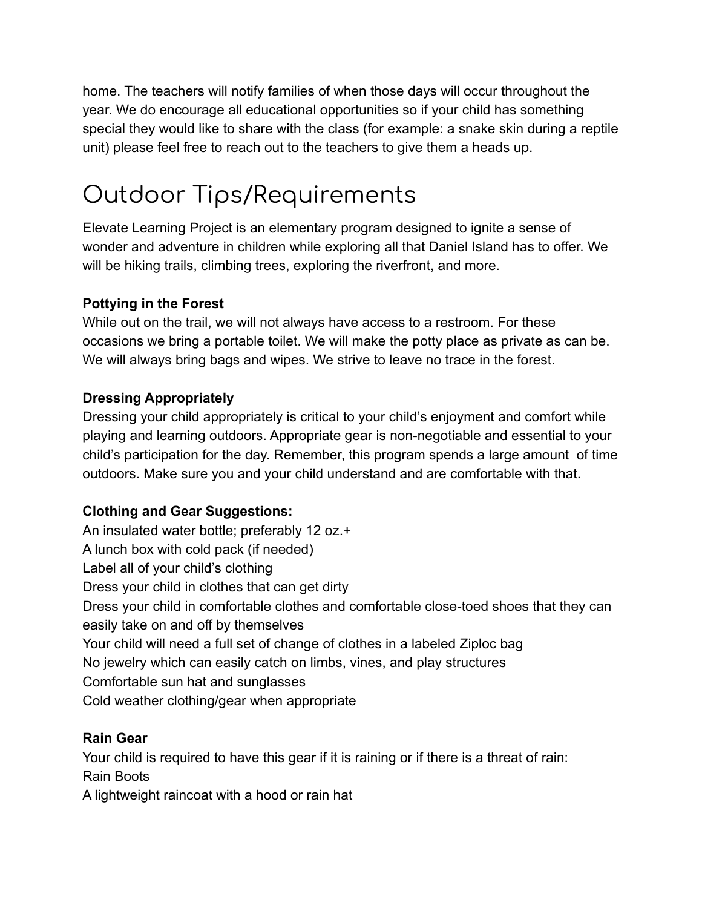home. The teachers will notify families of when those days will occur throughout the year. We do encourage all educational opportunities so if your child has something special they would like to share with the class (for example: a snake skin during a reptile unit) please feel free to reach out to the teachers to give them a heads up.

# Outdoor Tips/Requirements

Elevate Learning Project is an elementary program designed to ignite a sense of wonder and adventure in children while exploring all that Daniel Island has to offer. We will be hiking trails, climbing trees, exploring the riverfront, and more.

**Pottying in the Forest**

While out on the trail, we will not always have access to a restroom. For these occasions we bring a portable toilet. We will make the potty place as private as can be. We will always bring bags and wipes. We strive to leave no trace in the forest.

**Dressing Appropriately**

Dressing your child appropriately is critical to your child's enjoyment and comfort while playing and learning outdoors. Appropriate gear is non-negotiable and essential to your child's participation for the day. Remember, this program spends a large amount of time outdoors. Make sure you and your child understand and are comfortable with that.

**Clothing and Gear Suggestions:**

An insulated water bottle; preferably 12 oz.+
A lunch box with cold pack (if needed)
Label all of your child's clothing
Dress your child in clothes that can get dirty
Dress your child in comfortable clothes and comfortable close-toed shoes that they can easily take on and off by themselves
Your child will need a full set of change of clothes in a labeled Ziploc bag
No jewelry which can easily catch on limbs, vines, and play structures
Comfortable sun hat and sunglasses
Cold weather clothing/gear when appropriate

**Rain Gear**

Your child is required to have this gear if it is raining or if there is a threat of rain:
Rain Boots
A lightweight raincoat with a hood or rain hat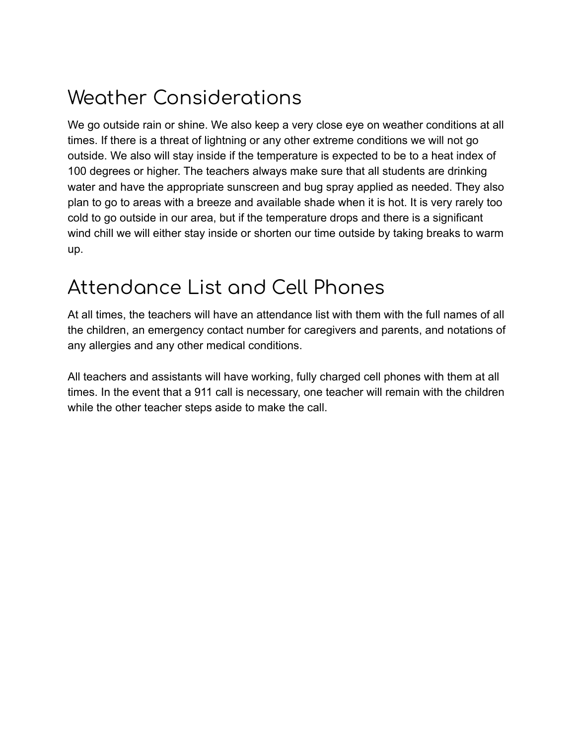## Weather Considerations

We go outside rain or shine. We also keep a very close eye on weather conditions at all times. If there is a threat of lightning or any other extreme conditions we will not go outside. We also will stay inside if the temperature is expected to be to a heat index of 100 degrees or higher. The teachers always make sure that all students are drinking water and have the appropriate sunscreen and bug spray applied as needed. They also plan to go to areas with a breeze and available shade when it is hot. It is very rarely too cold to go outside in our area, but if the temperature drops and there is a significant wind chill we will either stay inside or shorten our time outside by taking breaks to warm up.

## Attendance List and Cell Phones

At all times, the teachers will have an attendance list with them with the full names of all the children, an emergency contact number for caregivers and parents, and notations of any allergies and any other medical conditions.

All teachers and assistants will have working, fully charged cell phones with them at all times. In the event that a 911 call is necessary, one teacher will remain with the children while the other teacher steps aside to make the call.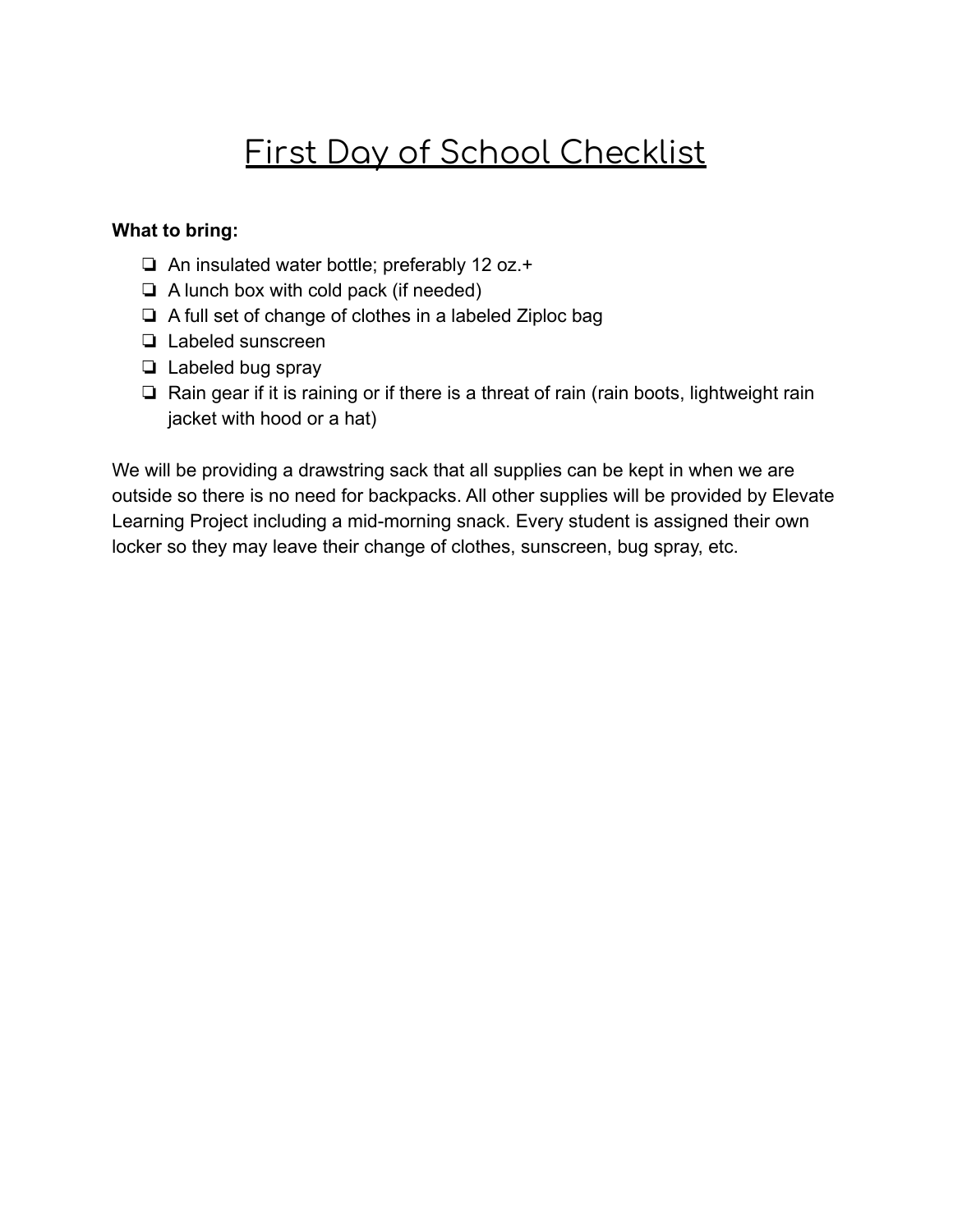# First Day of School Checklist

**What to bring:**

- [ ] An insulated water bottle; preferably 12 oz.+
- [ ] A lunch box with cold pack (if needed)
- [ ] A full set of change of clothes in a labeled Ziploc bag
- [ ] Labeled sunscreen
- [ ] Labeled bug spray
- [ ] Rain gear if it is raining or if there is a threat of rain (rain boots, lightweight rain jacket with hood or a hat)

We will be providing a drawstring sack that all supplies can be kept in when we are outside so there is no need for backpacks. All other supplies will be provided by Elevate Learning Project including a mid-morning snack. Every student is assigned their own locker so they may leave their change of clothes, sunscreen, bug spray, etc.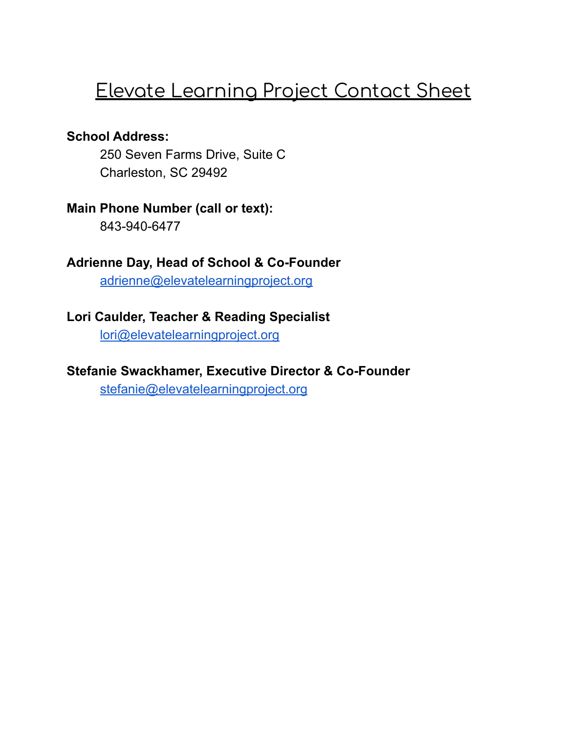# Elevate Learning Project Contact Sheet

**School Address:**

250 Seven Farms Drive, Suite C
Charleston, SC 29492

**Main Phone Number (call or text):**

843-940-6477

**Adrienne Day, Head of School & Co-Founder**

adrienne@elevatelearningproject.org

**Lori Caulder, Teacher & Reading Specialist**

lori@elevatelearningproject.org

**Stefanie Swackhamer, Executive Director & Co-Founder**

stefanie@elevatelearningproject.org